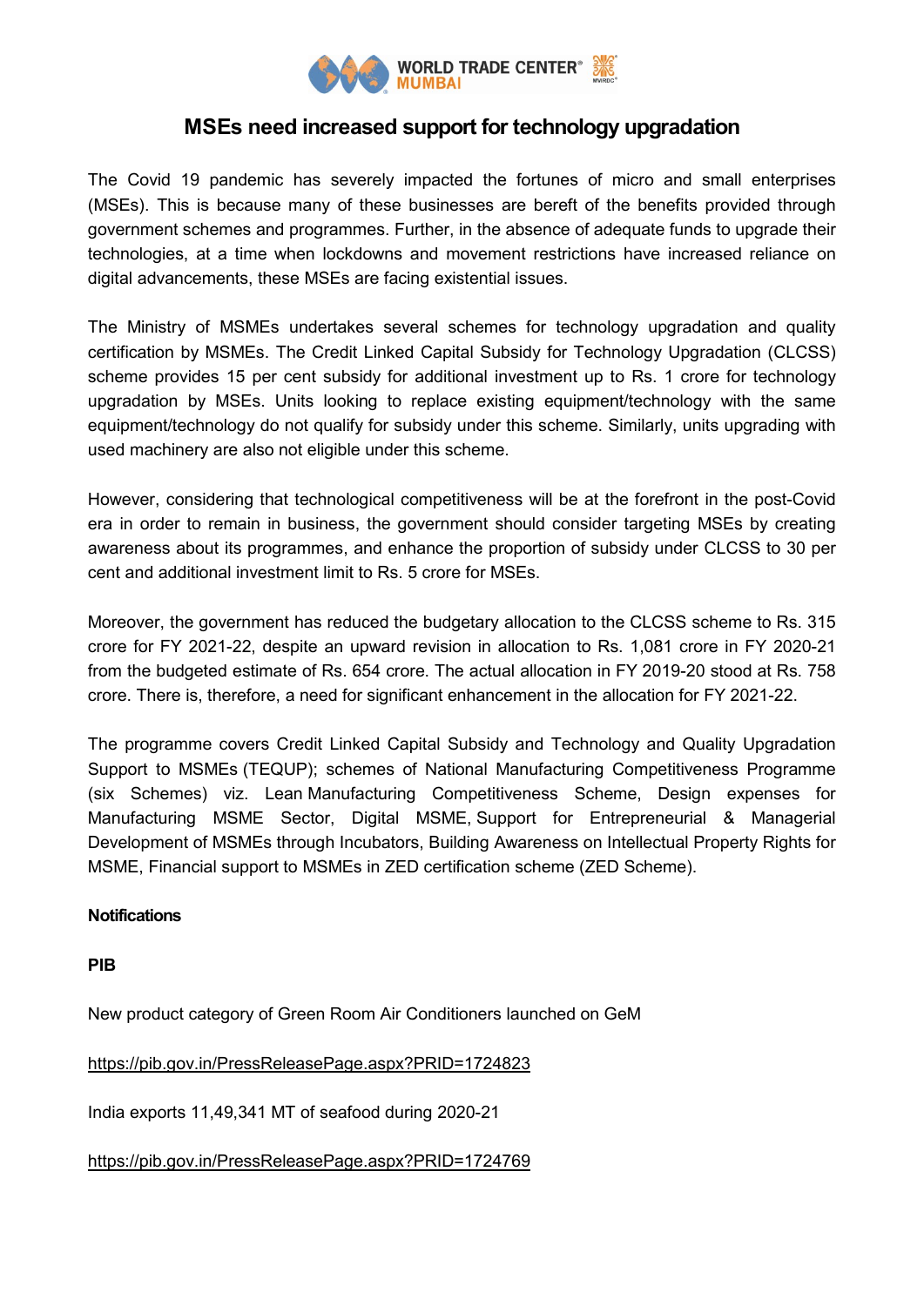# MSEs need increased support for technology upgradation

The Covid 19 pandemic has severely impacted the fortunes of micro and small enterprises (MSEs). This is because many of these businesses are bereft of the benefits provided through government schemes and programmes. Further, in the absence of adequate funds to upgrade their technologies, at a time when lockdowns and movement restrictions have increased reliance on digital advancements, these MSEs are facing existential issues.

The Ministry of MSMEs undertakes several schemes for technology upgradation and quality certification by MSMEs. The Credit Linked Capital Subsidy for Technology Upgradation (CLCSS) scheme provides 15 per cent subsidy for additional investment up to Rs. 1 crore for technology upgradation by MSEs. Units looking to replace existing equipment/technology with the same equipment/technology do not qualify for subsidy under this scheme. Similarly, units upgrading with used machinery are also not eligible under this scheme.

However, considering that technological competitiveness will be at the forefront in the post-Covid era in order to remain in business, the government should consider targeting MSEs by creating awareness about its programmes, and enhance the proportion of subsidy under CLCSS to 30 per cent and additional investment limit to Rs. 5 crore for MSEs.

Moreover, the government has reduced the budgetary allocation to the CLCSS scheme to Rs. 315 crore for FY 2021-22, despite an upward revision in allocation to Rs. 1,081 crore in FY 2020-21 from the budgeted estimate of Rs. 654 crore. The actual allocation in FY 2019-20 stood at Rs. 758 crore. There is, therefore, a need for significant enhancement in the allocation for FY 2021-22.

The programme covers Credit Linked Capital Subsidy and Technology and Quality Upgradation Support to MSMEs (TEQUP); schemes of National Manufacturing Competitiveness Programme (six Schemes) viz. Lean Manufacturing Competitiveness Scheme, Design expenses for Manufacturing MSME Sector, Digital MSME, Support for Entrepreneurial & Managerial Development of MSMEs through Incubators, Building Awareness on Intellectual Property Rights for MSME, Financial support to MSMEs in ZED certification scheme (ZED Scheme).

**Notifications**

**PIB**

New product category of Green Room Air Conditioners launched on GeM

https://pib.gov.in/PressReleasePage.aspx?PRID=1724823

India exports 11,49,341 MT of seafood during 2020-21

https://pib.gov.in/PressReleasePage.aspx?PRID=1724769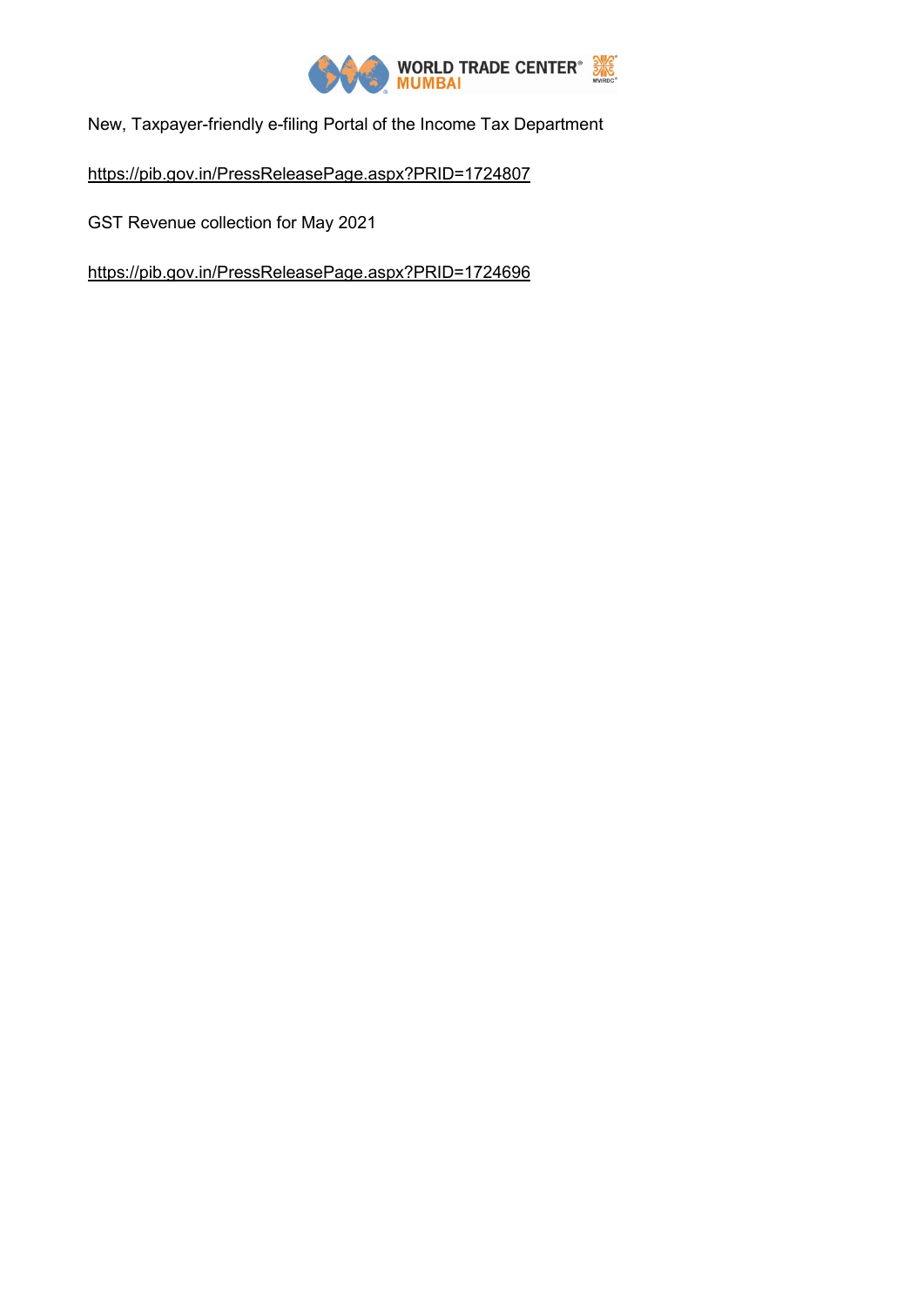New, Taxpayer-friendly e-filing Portal of the Income Tax Department

https://pib.gov.in/PressReleasePage.aspx?PRID=1724807

GST Revenue collection for May 2021

https://pib.gov.in/PressReleasePage.aspx?PRID=1724696